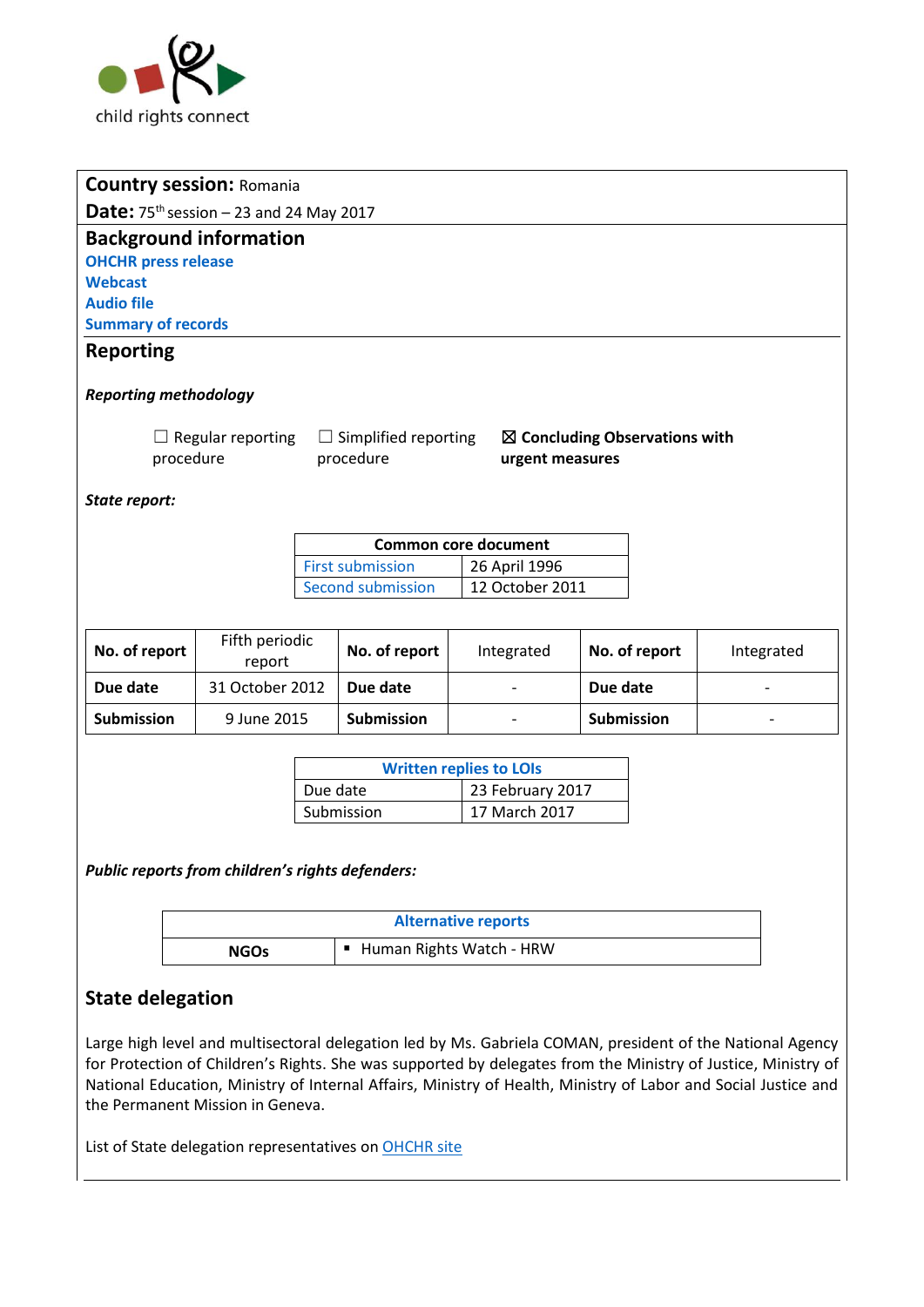child rights connect

**Country session:** Romania

**Date:** 75th session – 23 and 24 May 2017

## Background information

**OHCHR press release**
**Webcast**
**Audio file**
**Summary of records**

## Reporting

***Reporting methodology***

☐ Regular reporting procedure ☐ Simplified reporting procedure ☒ **Concluding Observations with urgent measures**

***State report:***

| Common core document | |
|---|---|
| First submission | 26 April 1996 |
| Second submission | 12 October 2011 |

| **No. of report** | Fifth periodic report | **No. of report** | Integrated | **No. of report** | Integrated |
|---|---|---|---|---|---|
| **Due date** | 31 October 2012 | **Due date** | - | **Due date** | - |
| **Submission** | 9 June 2015 | **Submission** | - | **Submission** | - |

| Written replies to LOIs | |
|---|---|
| Due date | 23 February 2017 |
| Submission | 17 March 2017 |

***Public reports from children's rights defenders:***

| Alternative reports | |
|---|---|
| **NGOs** | ▪ Human Rights Watch - HRW |

## State delegation

Large high level and multisectoral delegation led by Ms. Gabriela COMAN, president of the National Agency for Protection of Children's Rights. She was supported by delegates from the Ministry of Justice, Ministry of National Education, Ministry of Internal Affairs, Ministry of Health, Ministry of Labor and Social Justice and the Permanent Mission in Geneva.

List of State delegation representatives on OHCHR site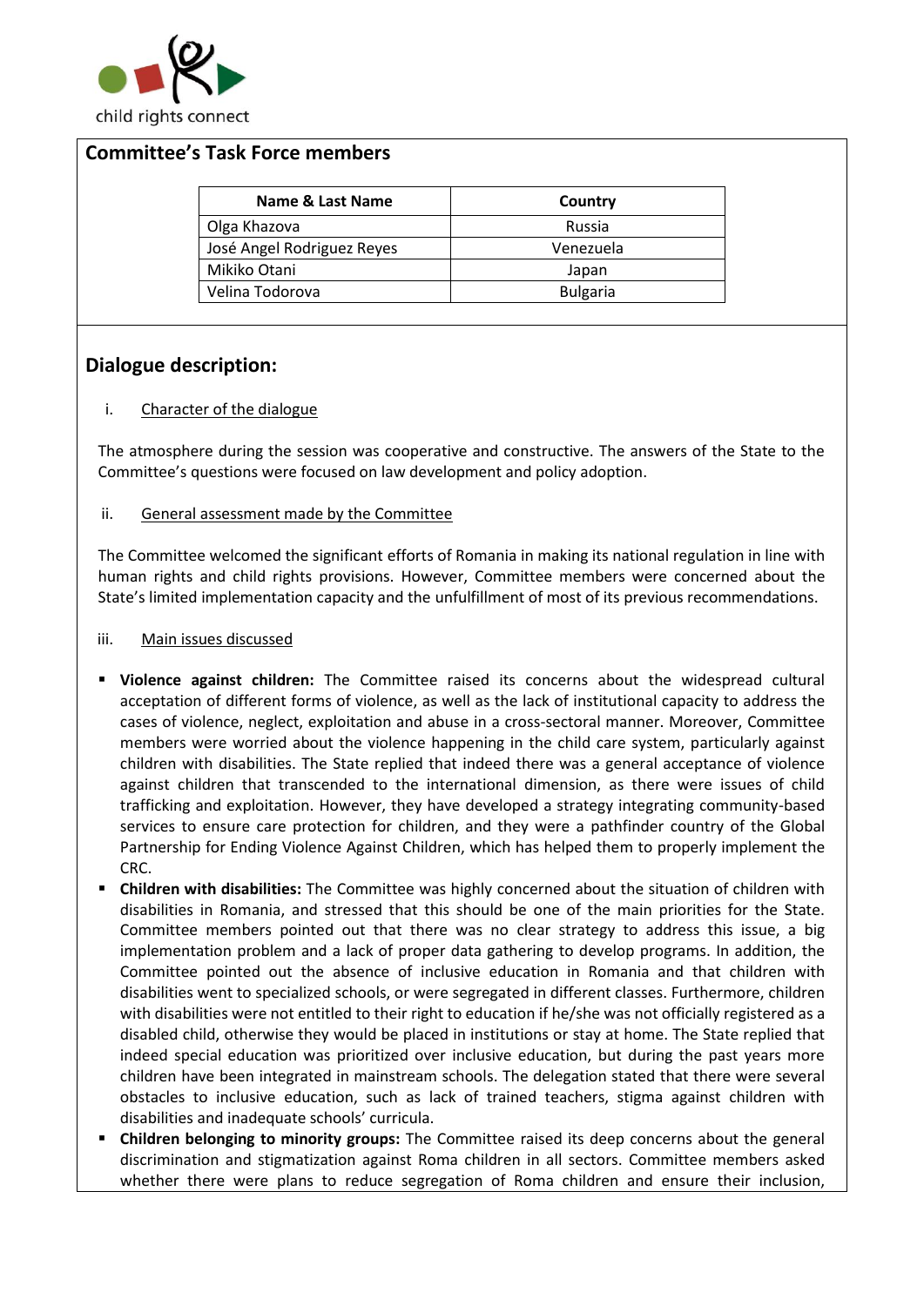## Committee's Task Force members

| Name & Last Name | Country |
|---|---|
| Olga Khazova | Russia |
| José Angel Rodriguez Reyes | Venezuela |
| Mikiko Otani | Japan |
| Velina Todorova | Bulgaria |

## Dialogue description:

i. Character of the dialogue

The atmosphere during the session was cooperative and constructive. The answers of the State to the Committee's questions were focused on law development and policy adoption.

ii. General assessment made by the Committee

The Committee welcomed the significant efforts of Romania in making its national regulation in line with human rights and child rights provisions. However, Committee members were concerned about the State's limited implementation capacity and the unfulfillment of most of its previous recommendations.

iii. Main issues discussed

- **Violence against children:** The Committee raised its concerns about the widespread cultural acceptation of different forms of violence, as well as the lack of institutional capacity to address the cases of violence, neglect, exploitation and abuse in a cross-sectoral manner. Moreover, Committee members were worried about the violence happening in the child care system, particularly against children with disabilities. The State replied that indeed there was a general acceptance of violence against children that transcended to the international dimension, as there were issues of child trafficking and exploitation. However, they have developed a strategy integrating community-based services to ensure care protection for children, and they were a pathfinder country of the Global Partnership for Ending Violence Against Children, which has helped them to properly implement the CRC.
- **Children with disabilities:** The Committee was highly concerned about the situation of children with disabilities in Romania, and stressed that this should be one of the main priorities for the State. Committee members pointed out that there was no clear strategy to address this issue, a big implementation problem and a lack of proper data gathering to develop programs. In addition, the Committee pointed out the absence of inclusive education in Romania and that children with disabilities went to specialized schools, or were segregated in different classes. Furthermore, children with disabilities were not entitled to their right to education if he/she was not officially registered as a disabled child, otherwise they would be placed in institutions or stay at home. The State replied that indeed special education was prioritized over inclusive education, but during the past years more children have been integrated in mainstream schools. The delegation stated that there were several obstacles to inclusive education, such as lack of trained teachers, stigma against children with disabilities and inadequate schools' curricula.
- **Children belonging to minority groups:** The Committee raised its deep concerns about the general discrimination and stigmatization against Roma children in all sectors. Committee members asked whether there were plans to reduce segregation of Roma children and ensure their inclusion,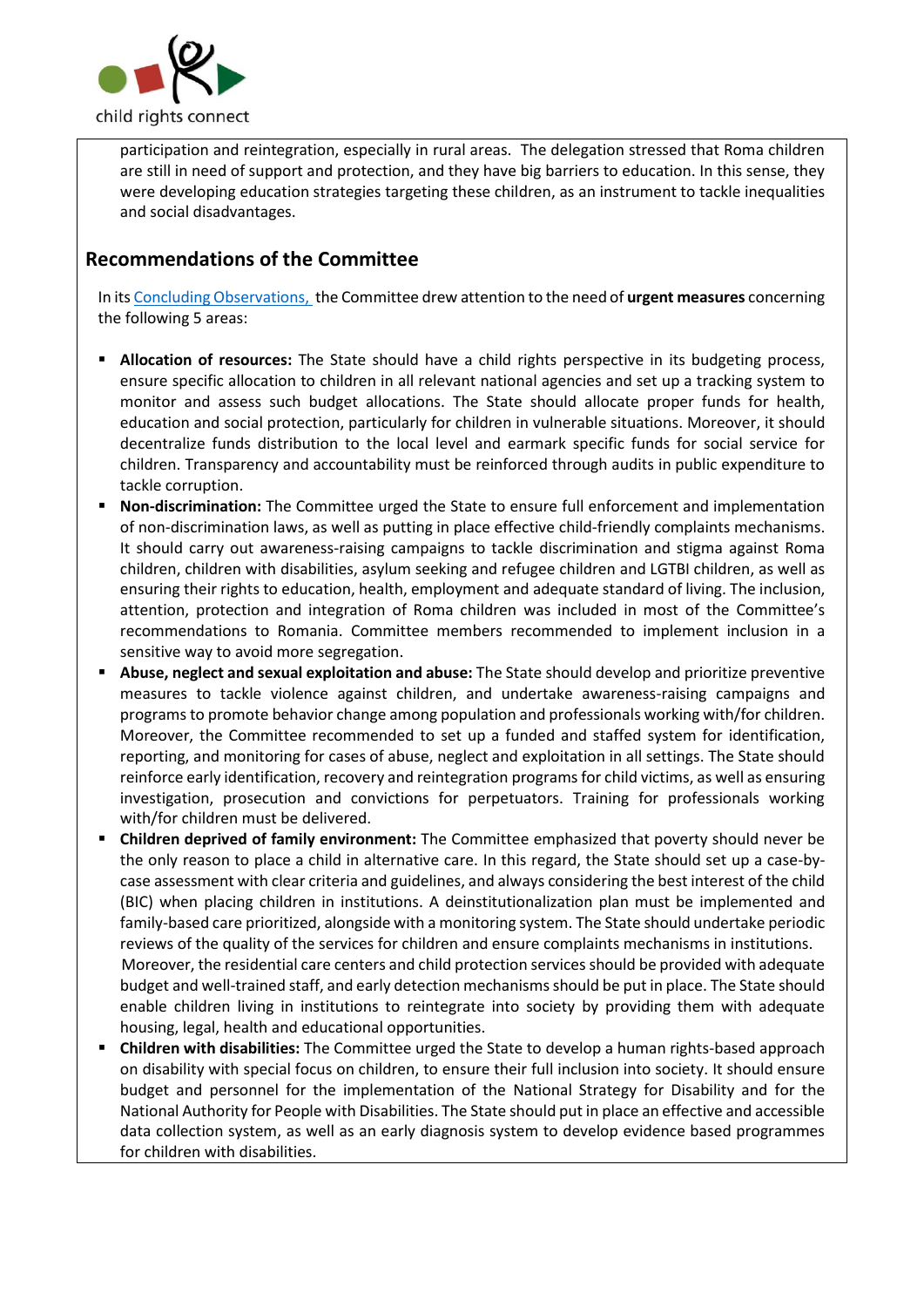participation and reintegration, especially in rural areas. The delegation stressed that Roma children are still in need of support and protection, and they have big barriers to education. In this sense, they were developing education strategies targeting these children, as an instrument to tackle inequalities and social disadvantages.

## Recommendations of the Committee

In its Concluding Observations, the Committee drew attention to the need of **urgent measures** concerning the following 5 areas:

- **Allocation of resources:** The State should have a child rights perspective in its budgeting process, ensure specific allocation to children in all relevant national agencies and set up a tracking system to monitor and assess such budget allocations. The State should allocate proper funds for health, education and social protection, particularly for children in vulnerable situations. Moreover, it should decentralize funds distribution to the local level and earmark specific funds for social service for children. Transparency and accountability must be reinforced through audits in public expenditure to tackle corruption.
- **Non-discrimination:** The Committee urged the State to ensure full enforcement and implementation of non-discrimination laws, as well as putting in place effective child-friendly complaints mechanisms. It should carry out awareness-raising campaigns to tackle discrimination and stigma against Roma children, children with disabilities, asylum seeking and refugee children and LGTBI children, as well as ensuring their rights to education, health, employment and adequate standard of living. The inclusion, attention, protection and integration of Roma children was included in most of the Committee's recommendations to Romania. Committee members recommended to implement inclusion in a sensitive way to avoid more segregation.
- **Abuse, neglect and sexual exploitation and abuse:** The State should develop and prioritize preventive measures to tackle violence against children, and undertake awareness-raising campaigns and programs to promote behavior change among population and professionals working with/for children. Moreover, the Committee recommended to set up a funded and staffed system for identification, reporting, and monitoring for cases of abuse, neglect and exploitation in all settings. The State should reinforce early identification, recovery and reintegration programs for child victims, as well as ensuring investigation, prosecution and convictions for perpetuators. Training for professionals working with/for children must be delivered.
- **Children deprived of family environment:** The Committee emphasized that poverty should never be the only reason to place a child in alternative care. In this regard, the State should set up a case-by-case assessment with clear criteria and guidelines, and always considering the best interest of the child (BIC) when placing children in institutions. A deinstitutionalization plan must be implemented and family-based care prioritized, alongside with a monitoring system. The State should undertake periodic reviews of the quality of the services for children and ensure complaints mechanisms in institutions.
  Moreover, the residential care centers and child protection services should be provided with adequate budget and well-trained staff, and early detection mechanisms should be put in place. The State should enable children living in institutions to reintegrate into society by providing them with adequate housing, legal, health and educational opportunities.
- **Children with disabilities:** The Committee urged the State to develop a human rights-based approach on disability with special focus on children, to ensure their full inclusion into society. It should ensure budget and personnel for the implementation of the National Strategy for Disability and for the National Authority for People with Disabilities. The State should put in place an effective and accessible data collection system, as well as an early diagnosis system to develop evidence based programmes for children with disabilities.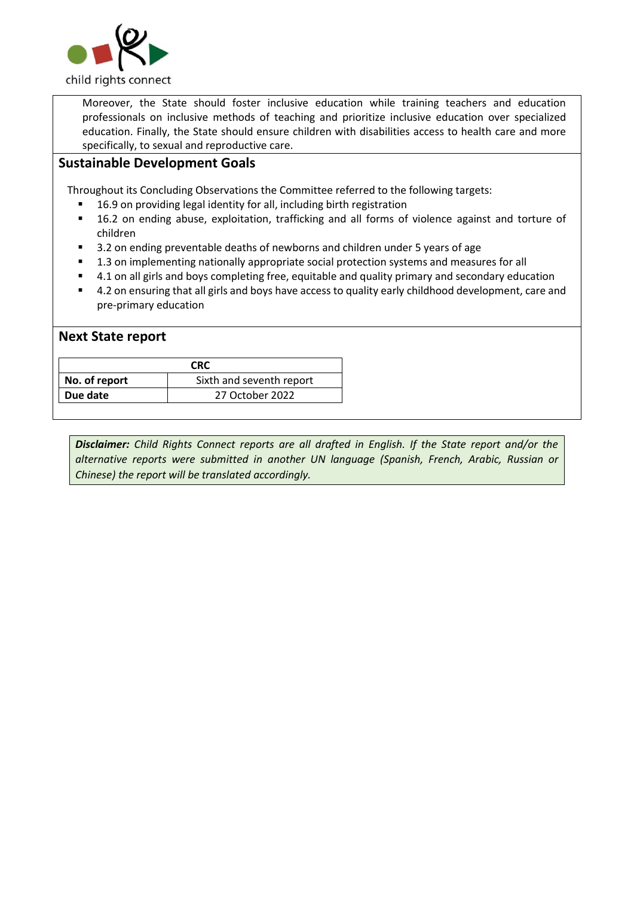Moreover, the State should foster inclusive education while training teachers and education professionals on inclusive methods of teaching and prioritize inclusive education over specialized education. Finally, the State should ensure children with disabilities access to health care and more specifically, to sexual and reproductive care.

## Sustainable Development Goals

Throughout its Concluding Observations the Committee referred to the following targets:

- 16.9 on providing legal identity for all, including birth registration
- 16.2 on ending abuse, exploitation, trafficking and all forms of violence against and torture of children
- 3.2 on ending preventable deaths of newborns and children under 5 years of age
- 1.3 on implementing nationally appropriate social protection systems and measures for all
- 4.1 on all girls and boys completing free, equitable and quality primary and secondary education
- 4.2 on ensuring that all girls and boys have access to quality early childhood development, care and pre-primary education

## Next State report

| CRC | |
|---|---|
| **No. of report** | Sixth and seventh report |
| **Due date** | 27 October 2022 |

***Disclaimer:*** *Child Rights Connect reports are all drafted in English. If the State report and/or the alternative reports were submitted in another UN language (Spanish, French, Arabic, Russian or Chinese) the report will be translated accordingly.*